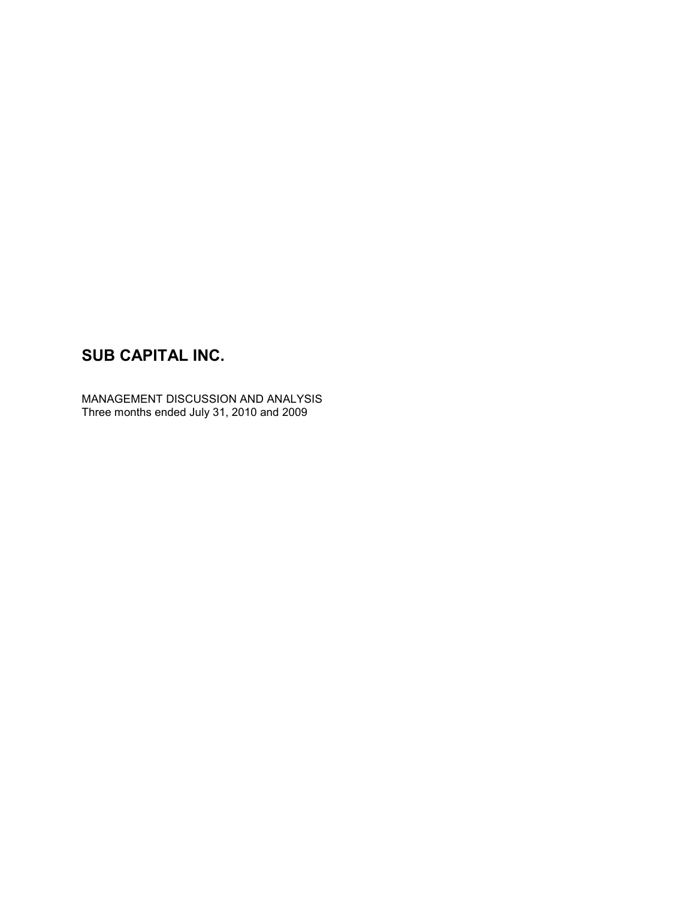# SUB CAPITAL INC.

MANAGEMENT DISCUSSION AND ANALYSIS
Three months ended July 31, 2010 and 2009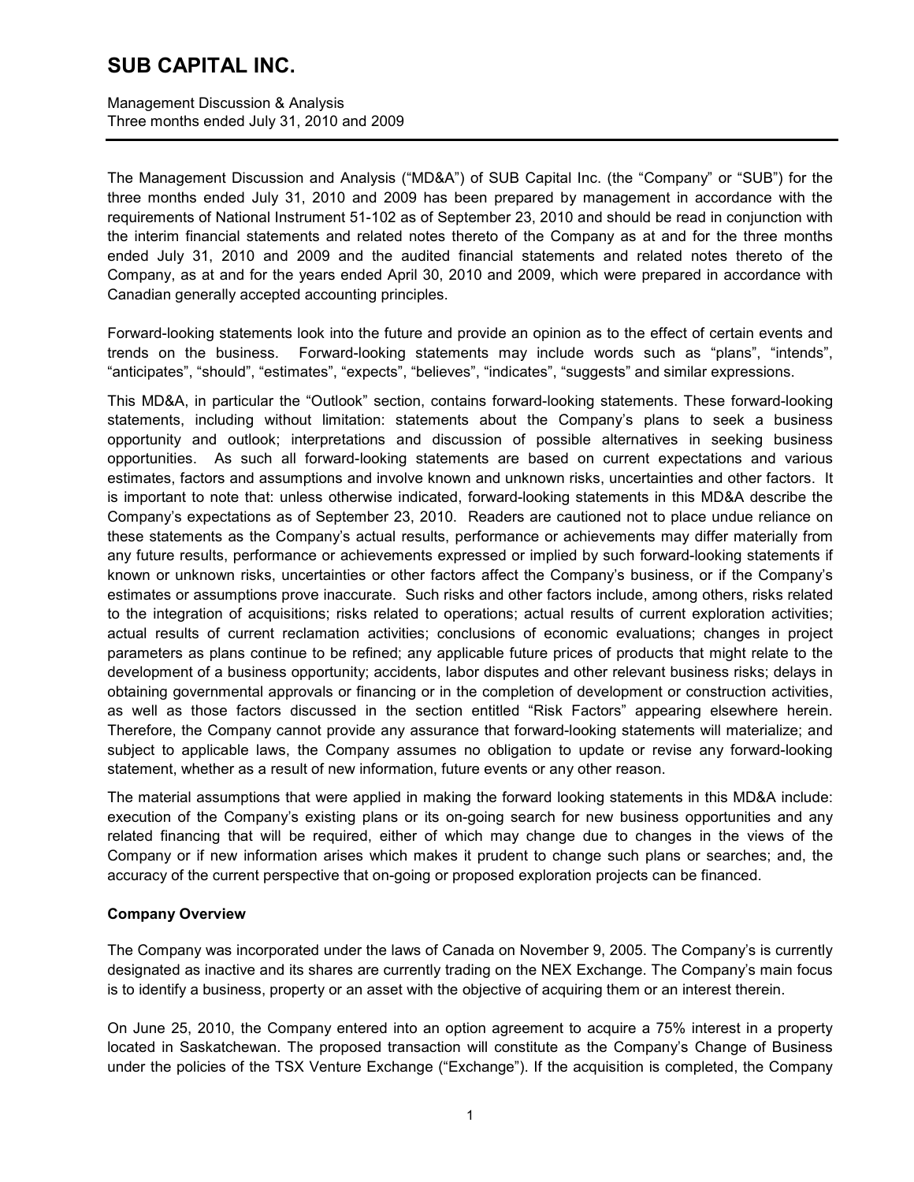# SUB CAPITAL INC.

Management Discussion & Analysis
Three months ended July 31, 2010 and 2009

The Management Discussion and Analysis ("MD&A") of SUB Capital Inc. (the "Company" or "SUB") for the three months ended July 31, 2010 and 2009 has been prepared by management in accordance with the requirements of National Instrument 51-102 as of September 23, 2010 and should be read in conjunction with the interim financial statements and related notes thereto of the Company as at and for the three months ended July 31, 2010 and 2009 and the audited financial statements and related notes thereto of the Company, as at and for the years ended April 30, 2010 and 2009, which were prepared in accordance with Canadian generally accepted accounting principles.

Forward-looking statements look into the future and provide an opinion as to the effect of certain events and trends on the business. Forward-looking statements may include words such as "plans", "intends", "anticipates", "should", "estimates", "expects", "believes", "indicates", "suggests" and similar expressions.

This MD&A, in particular the "Outlook" section, contains forward-looking statements. These forward-looking statements, including without limitation: statements about the Company's plans to seek a business opportunity and outlook; interpretations and discussion of possible alternatives in seeking business opportunities. As such all forward-looking statements are based on current expectations and various estimates, factors and assumptions and involve known and unknown risks, uncertainties and other factors. It is important to note that: unless otherwise indicated, forward-looking statements in this MD&A describe the Company's expectations as of September 23, 2010. Readers are cautioned not to place undue reliance on these statements as the Company's actual results, performance or achievements may differ materially from any future results, performance or achievements expressed or implied by such forward-looking statements if known or unknown risks, uncertainties or other factors affect the Company's business, or if the Company's estimates or assumptions prove inaccurate. Such risks and other factors include, among others, risks related to the integration of acquisitions; risks related to operations; actual results of current exploration activities; actual results of current reclamation activities; conclusions of economic evaluations; changes in project parameters as plans continue to be refined; any applicable future prices of products that might relate to the development of a business opportunity; accidents, labor disputes and other relevant business risks; delays in obtaining governmental approvals or financing or in the completion of development or construction activities, as well as those factors discussed in the section entitled "Risk Factors" appearing elsewhere herein. Therefore, the Company cannot provide any assurance that forward-looking statements will materialize; and subject to applicable laws, the Company assumes no obligation to update or revise any forward-looking statement, whether as a result of new information, future events or any other reason.

The material assumptions that were applied in making the forward looking statements in this MD&A include: execution of the Company's existing plans or its on-going search for new business opportunities and any related financing that will be required, either of which may change due to changes in the views of the Company or if new information arises which makes it prudent to change such plans or searches; and, the accuracy of the current perspective that on-going or proposed exploration projects can be financed.

**Company Overview**

The Company was incorporated under the laws of Canada on November 9, 2005. The Company's is currently designated as inactive and its shares are currently trading on the NEX Exchange. The Company's main focus is to identify a business, property or an asset with the objective of acquiring them or an interest therein.

On June 25, 2010, the Company entered into an option agreement to acquire a 75% interest in a property located in Saskatchewan. The proposed transaction will constitute as the Company's Change of Business under the policies of the TSX Venture Exchange ("Exchange"). If the acquisition is completed, the Company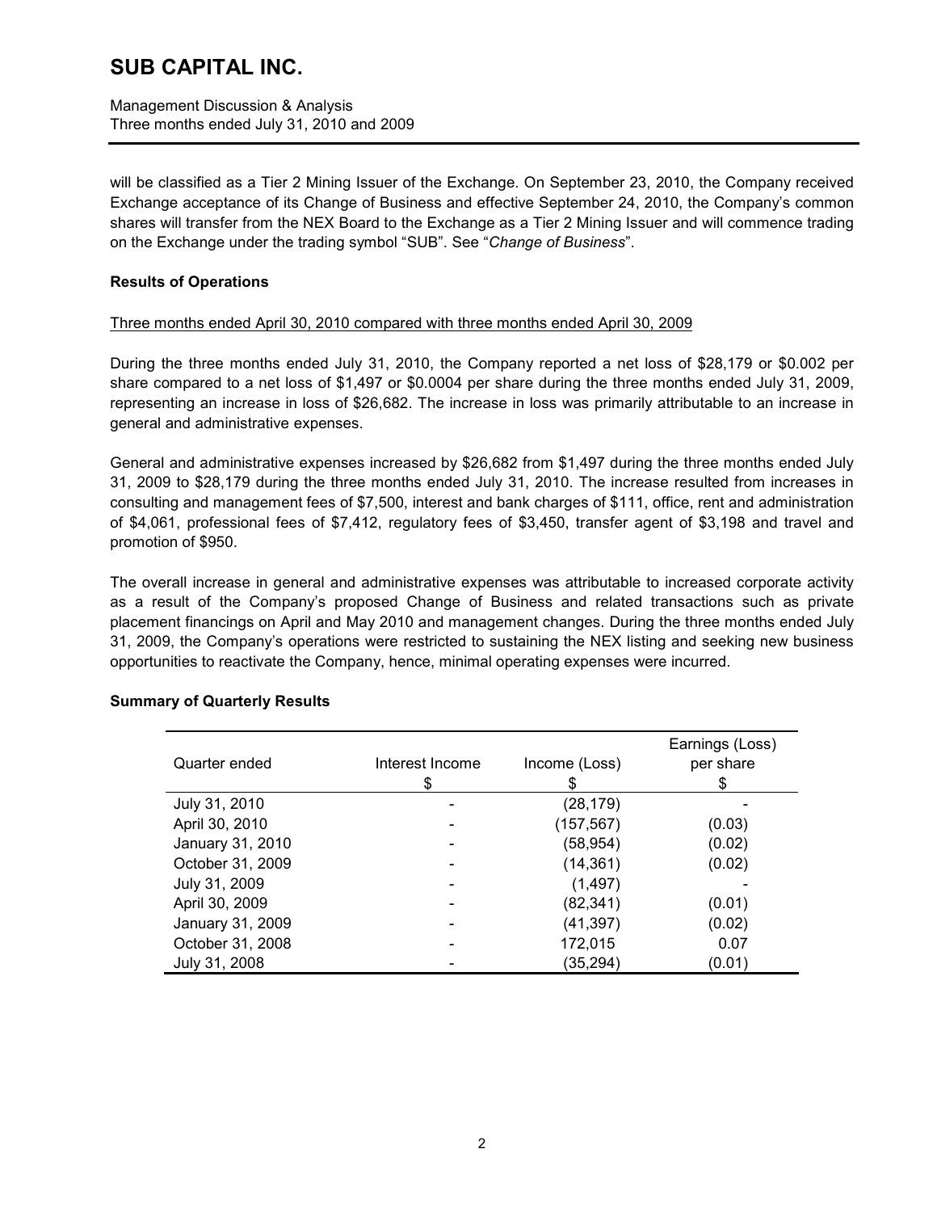will be classified as a Tier 2 Mining Issuer of the Exchange. On September 23, 2010, the Company received Exchange acceptance of its Change of Business and effective September 24, 2010, the Company's common shares will transfer from the NEX Board to the Exchange as a Tier 2 Mining Issuer and will commence trading on the Exchange under the trading symbol "SUB". See "*Change of Business*".

## Results of Operations

Three months ended April 30, 2010 compared with three months ended April 30, 2009

During the three months ended July 31, 2010, the Company reported a net loss of $28,179 or $0.002 per share compared to a net loss of $1,497 or $0.0004 per share during the three months ended July 31, 2009, representing an increase in loss of $26,682. The increase in loss was primarily attributable to an increase in general and administrative expenses.

General and administrative expenses increased by $26,682 from $1,497 during the three months ended July 31, 2009 to $28,179 during the three months ended July 31, 2010. The increase resulted from increases in consulting and management fees of $7,500, interest and bank charges of $111, office, rent and administration of $4,061, professional fees of $7,412, regulatory fees of $3,450, transfer agent of $3,198 and travel and promotion of $950.

The overall increase in general and administrative expenses was attributable to increased corporate activity as a result of the Company's proposed Change of Business and related transactions such as private placement financings on April and May 2010 and management changes. During the three months ended July 31, 2009, the Company's operations were restricted to sustaining the NEX listing and seeking new business opportunities to reactivate the Company, hence, minimal operating expenses were incurred.

## Summary of Quarterly Results

| Quarter ended | Interest Income<br>$ | Income (Loss)<br>$ | Earnings (Loss) per share<br>$ |
|---|---|---|---|
| July 31, 2010 | - | (28,179) | - |
| April 30, 2010 | - | (157,567) | (0.03) |
| January 31, 2010 | - | (58,954) | (0.02) |
| October 31, 2009 | - | (14,361) | (0.02) |
| July 31, 2009 | - | (1,497) | - |
| April 30, 2009 | - | (82,341) | (0.01) |
| January 31, 2009 | - | (41,397) | (0.02) |
| October 31, 2008 | - | 172,015 | 0.07 |
| July 31, 2008 | - | (35,294) | (0.01) |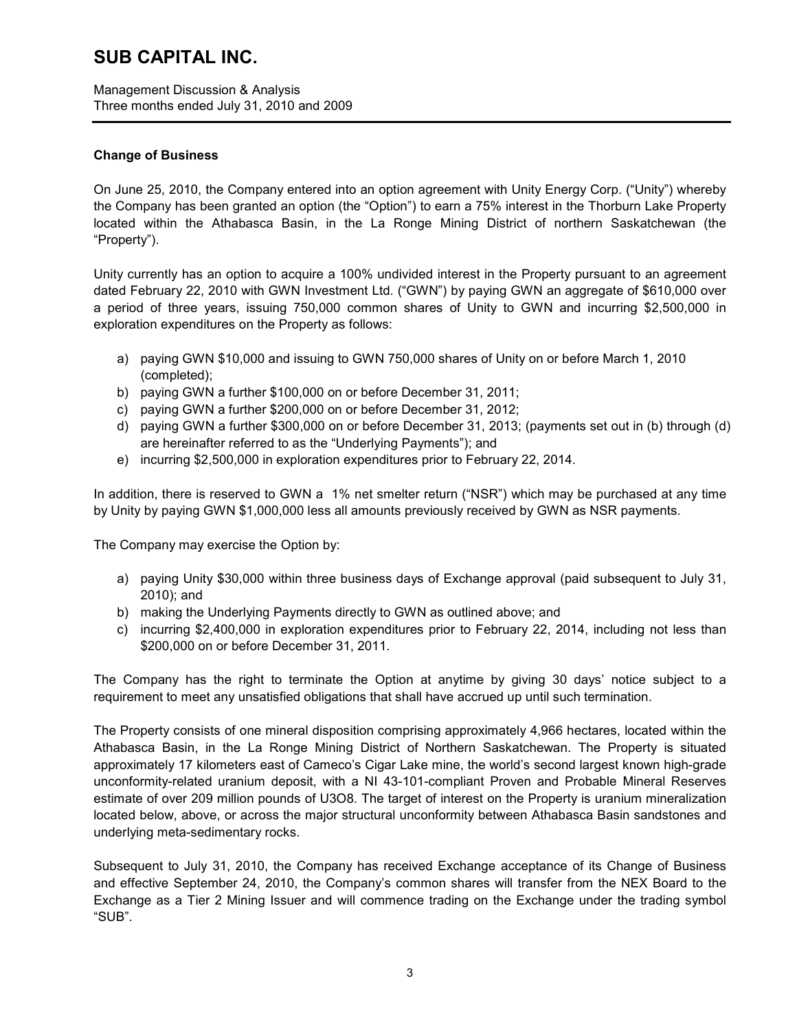## Change of Business

On June 25, 2010, the Company entered into an option agreement with Unity Energy Corp. ("Unity") whereby the Company has been granted an option (the "Option") to earn a 75% interest in the Thorburn Lake Property located within the Athabasca Basin, in the La Ronge Mining District of northern Saskatchewan (the "Property").

Unity currently has an option to acquire a 100% undivided interest in the Property pursuant to an agreement dated February 22, 2010 with GWN Investment Ltd. ("GWN") by paying GWN an aggregate of $610,000 over a period of three years, issuing 750,000 common shares of Unity to GWN and incurring $2,500,000 in exploration expenditures on the Property as follows:

a) paying GWN $10,000 and issuing to GWN 750,000 shares of Unity on or before March 1, 2010 (completed);
b) paying GWN a further $100,000 on or before December 31, 2011;
c) paying GWN a further $200,000 on or before December 31, 2012;
d) paying GWN a further $300,000 on or before December 31, 2013; (payments set out in (b) through (d) are hereinafter referred to as the "Underlying Payments"); and
e) incurring $2,500,000 in exploration expenditures prior to February 22, 2014.

In addition, there is reserved to GWN a 1% net smelter return ("NSR") which may be purchased at any time by Unity by paying GWN $1,000,000 less all amounts previously received by GWN as NSR payments.

The Company may exercise the Option by:

a) paying Unity $30,000 within three business days of Exchange approval (paid subsequent to July 31, 2010); and
b) making the Underlying Payments directly to GWN as outlined above; and
c) incurring $2,400,000 in exploration expenditures prior to February 22, 2014, including not less than $200,000 on or before December 31, 2011.

The Company has the right to terminate the Option at anytime by giving 30 days' notice subject to a requirement to meet any unsatisfied obligations that shall have accrued up until such termination.

The Property consists of one mineral disposition comprising approximately 4,966 hectares, located within the Athabasca Basin, in the La Ronge Mining District of Northern Saskatchewan. The Property is situated approximately 17 kilometers east of Cameco's Cigar Lake mine, the world's second largest known high-grade unconformity-related uranium deposit, with a NI 43-101-compliant Proven and Probable Mineral Reserves estimate of over 209 million pounds of $U_3O_8$. The target of interest on the Property is uranium mineralization located below, above, or across the major structural unconformity between Athabasca Basin sandstones and underlying meta-sedimentary rocks.

Subsequent to July 31, 2010, the Company has received Exchange acceptance of its Change of Business and effective September 24, 2010, the Company's common shares will transfer from the NEX Board to the Exchange as a Tier 2 Mining Issuer and will commence trading on the Exchange under the trading symbol "SUB".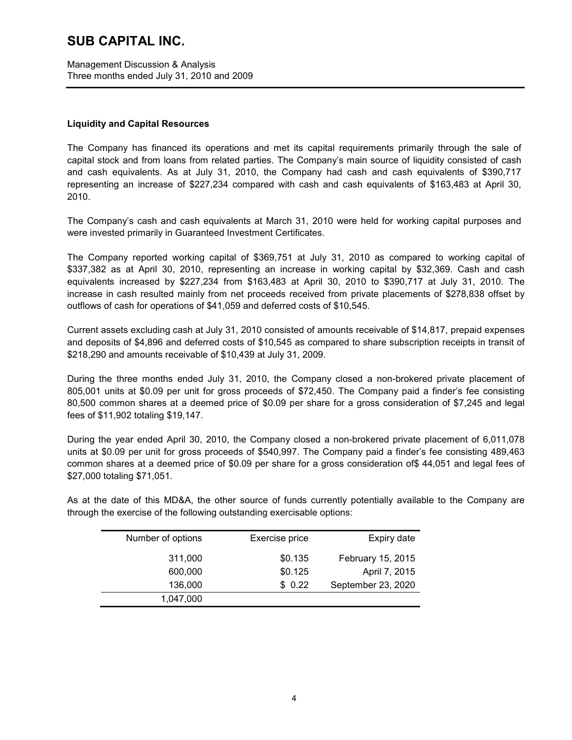## Liquidity and Capital Resources

The Company has financed its operations and met its capital requirements primarily through the sale of capital stock and from loans from related parties. The Company's main source of liquidity consisted of cash and cash equivalents. As at July 31, 2010, the Company had cash and cash equivalents of $390,717 representing an increase of $227,234 compared with cash and cash equivalents of $163,483 at April 30, 2010.

The Company's cash and cash equivalents at March 31, 2010 were held for working capital purposes and were invested primarily in Guaranteed Investment Certificates.

The Company reported working capital of $369,751 at July 31, 2010 as compared to working capital of $337,382 as at April 30, 2010, representing an increase in working capital by $32,369. Cash and cash equivalents increased by $227,234 from $163,483 at April 30, 2010 to $390,717 at July 31, 2010. The increase in cash resulted mainly from net proceeds received from private placements of $278,838 offset by outflows of cash for operations of $41,059 and deferred costs of $10,545.

Current assets excluding cash at July 31, 2010 consisted of amounts receivable of $14,817, prepaid expenses and deposits of $4,896 and deferred costs of $10,545 as compared to share subscription receipts in transit of $218,290 and amounts receivable of $10,439 at July 31, 2009.

During the three months ended July 31, 2010, the Company closed a non-brokered private placement of 805,001 units at $0.09 per unit for gross proceeds of $72,450. The Company paid a finder's fee consisting 80,500 common shares at a deemed price of $0.09 per share for a gross consideration of $7,245 and legal fees of $11,902 totaling $19,147.

During the year ended April 30, 2010, the Company closed a non-brokered private placement of 6,011,078 units at $0.09 per unit for gross proceeds of $540,997. The Company paid a finder's fee consisting 489,463 common shares at a deemed price of $0.09 per share for a gross consideration of$ 44,051 and legal fees of $27,000 totaling $71,051.

As at the date of this MD&A, the other source of funds currently potentially available to the Company are through the exercise of the following outstanding exercisable options:

| Number of options | Exercise price | Expiry date |
|---:|---:|---:|
| 311,000 | $0.135 | February 15, 2015 |
| 600,000 | $0.125 | April 7, 2015 |
| 136,000 | $ 0.22 | September 23, 2020 |
| 1,047,000 | | |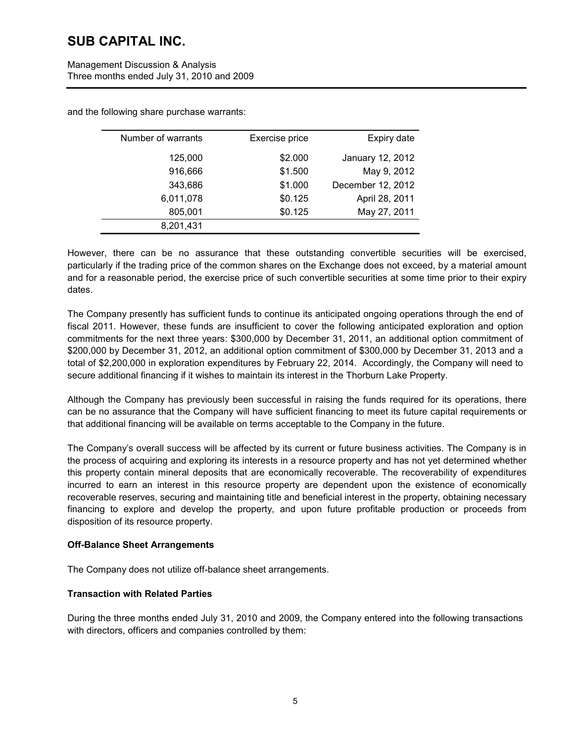and the following share purchase warrants:

| Number of warrants | Exercise price | Expiry date |
|---|---|---|
| 125,000 | $2.000 | January 12, 2012 |
| 916,666 | $1.500 | May 9, 2012 |
| 343,686 | $1.000 | December 12, 2012 |
| 6,011,078 | $0.125 | April 28, 2011 |
| 805,001 | $0.125 | May 27, 2011 |
| 8,201,431 | | |

However, there can be no assurance that these outstanding convertible securities will be exercised, particularly if the trading price of the common shares on the Exchange does not exceed, by a material amount and for a reasonable period, the exercise price of such convertible securities at some time prior to their expiry dates.

The Company presently has sufficient funds to continue its anticipated ongoing operations through the end of fiscal 2011. However, these funds are insufficient to cover the following anticipated exploration and option commitments for the next three years: $300,000 by December 31, 2011, an additional option commitment of $200,000 by December 31, 2012, an additional option commitment of $300,000 by December 31, 2013 and a total of $2,200,000 in exploration expenditures by February 22, 2014. Accordingly, the Company will need to secure additional financing if it wishes to maintain its interest in the Thorburn Lake Property.

Although the Company has previously been successful in raising the funds required for its operations, there can be no assurance that the Company will have sufficient financing to meet its future capital requirements or that additional financing will be available on terms acceptable to the Company in the future.

The Company's overall success will be affected by its current or future business activities. The Company is in the process of acquiring and exploring its interests in a resource property and has not yet determined whether this property contain mineral deposits that are economically recoverable. The recoverability of expenditures incurred to earn an interest in this resource property are dependent upon the existence of economically recoverable reserves, securing and maintaining title and beneficial interest in the property, obtaining necessary financing to explore and develop the property, and upon future profitable production or proceeds from disposition of its resource property.

**Off-Balance Sheet Arrangements**

The Company does not utilize off-balance sheet arrangements.

**Transaction with Related Parties**

During the three months ended July 31, 2010 and 2009, the Company entered into the following transactions with directors, officers and companies controlled by them: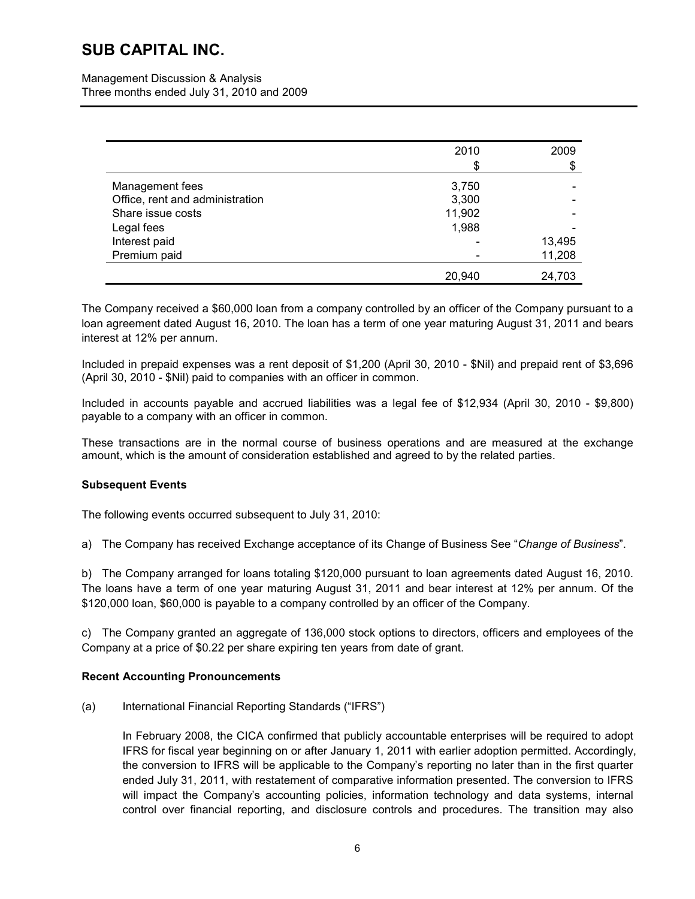| | 2010 | 2009 |
|---|---|---|
| | $ | $ |
| Management fees | 3,750 | - |
| Office, rent and administration | 3,300 | - |
| Share issue costs | 11,902 | - |
| Legal fees | 1,988 | - |
| Interest paid | - | 13,495 |
| Premium paid | - | 11,208 |
| | 20,940 | 24,703 |

The Company received a $60,000 loan from a company controlled by an officer of the Company pursuant to a loan agreement dated August 16, 2010. The loan has a term of one year maturing August 31, 2011 and bears interest at 12% per annum.

Included in prepaid expenses was a rent deposit of $1,200 (April 30, 2010 - $Nil) and prepaid rent of $3,696 (April 30, 2010 - $Nil) paid to companies with an officer in common.

Included in accounts payable and accrued liabilities was a legal fee of $12,934 (April 30, 2010 - $9,800) payable to a company with an officer in common.

These transactions are in the normal course of business operations and are measured at the exchange amount, which is the amount of consideration established and agreed to by the related parties.

**Subsequent Events**

The following events occurred subsequent to July 31, 2010:

a) The Company has received Exchange acceptance of its Change of Business See "*Change of Business*".

b) The Company arranged for loans totaling $120,000 pursuant to loan agreements dated August 16, 2010. The loans have a term of one year maturing August 31, 2011 and bear interest at 12% per annum. Of the $120,000 loan, $60,000 is payable to a company controlled by an officer of the Company.

c) The Company granted an aggregate of 136,000 stock options to directors, officers and employees of the Company at a price of $0.22 per share expiring ten years from date of grant.

**Recent Accounting Pronouncements**

(a) International Financial Reporting Standards ("IFRS")

In February 2008, the CICA confirmed that publicly accountable enterprises will be required to adopt IFRS for fiscal year beginning on or after January 1, 2011 with earlier adoption permitted. Accordingly, the conversion to IFRS will be applicable to the Company's reporting no later than in the first quarter ended July 31, 2011, with restatement of comparative information presented. The conversion to IFRS will impact the Company's accounting policies, information technology and data systems, internal control over financial reporting, and disclosure controls and procedures. The transition may also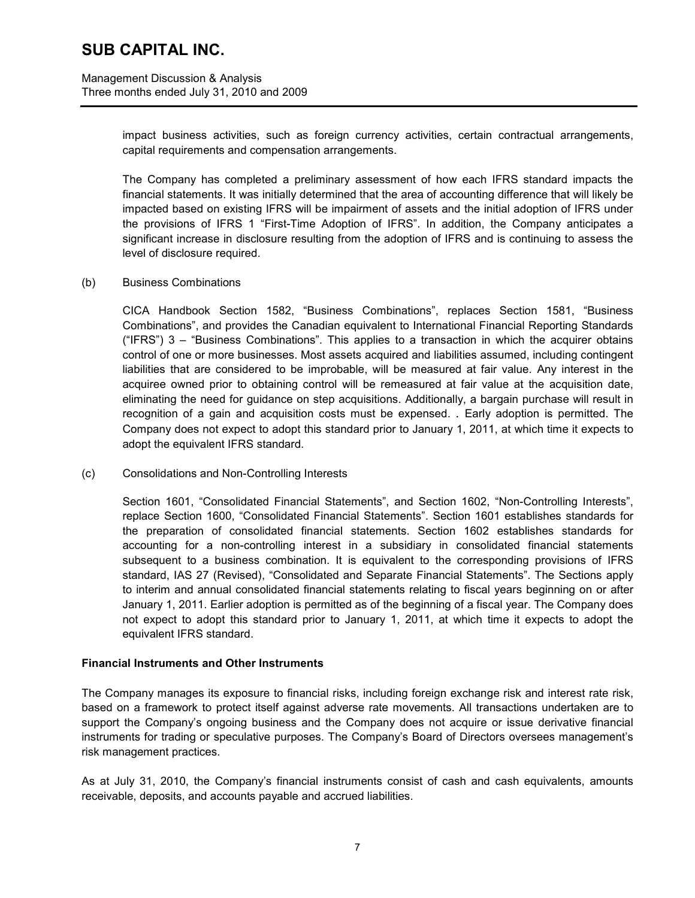impact business activities, such as foreign currency activities, certain contractual arrangements, capital requirements and compensation arrangements.

The Company has completed a preliminary assessment of how each IFRS standard impacts the financial statements. It was initially determined that the area of accounting difference that will likely be impacted based on existing IFRS will be impairment of assets and the initial adoption of IFRS under the provisions of IFRS 1 "First-Time Adoption of IFRS". In addition, the Company anticipates a significant increase in disclosure resulting from the adoption of IFRS and is continuing to assess the level of disclosure required.

(b) Business Combinations

CICA Handbook Section 1582, "Business Combinations", replaces Section 1581, "Business Combinations", and provides the Canadian equivalent to International Financial Reporting Standards ("IFRS") 3 – "Business Combinations". This applies to a transaction in which the acquirer obtains control of one or more businesses. Most assets acquired and liabilities assumed, including contingent liabilities that are considered to be improbable, will be measured at fair value. Any interest in the acquiree owned prior to obtaining control will be remeasured at fair value at the acquisition date, eliminating the need for guidance on step acquisitions. Additionally, a bargain purchase will result in recognition of a gain and acquisition costs must be expensed. . Early adoption is permitted. The Company does not expect to adopt this standard prior to January 1, 2011, at which time it expects to adopt the equivalent IFRS standard.

(c) Consolidations and Non-Controlling Interests

Section 1601, "Consolidated Financial Statements", and Section 1602, "Non-Controlling Interests", replace Section 1600, "Consolidated Financial Statements". Section 1601 establishes standards for the preparation of consolidated financial statements. Section 1602 establishes standards for accounting for a non-controlling interest in a subsidiary in consolidated financial statements subsequent to a business combination. It is equivalent to the corresponding provisions of IFRS standard, IAS 27 (Revised), "Consolidated and Separate Financial Statements". The Sections apply to interim and annual consolidated financial statements relating to fiscal years beginning on or after January 1, 2011. Earlier adoption is permitted as of the beginning of a fiscal year. The Company does not expect to adopt this standard prior to January 1, 2011, at which time it expects to adopt the equivalent IFRS standard.

**Financial Instruments and Other Instruments**

The Company manages its exposure to financial risks, including foreign exchange risk and interest rate risk, based on a framework to protect itself against adverse rate movements. All transactions undertaken are to support the Company's ongoing business and the Company does not acquire or issue derivative financial instruments for trading or speculative purposes. The Company's Board of Directors oversees management's risk management practices.

As at July 31, 2010, the Company's financial instruments consist of cash and cash equivalents, amounts receivable, deposits, and accounts payable and accrued liabilities.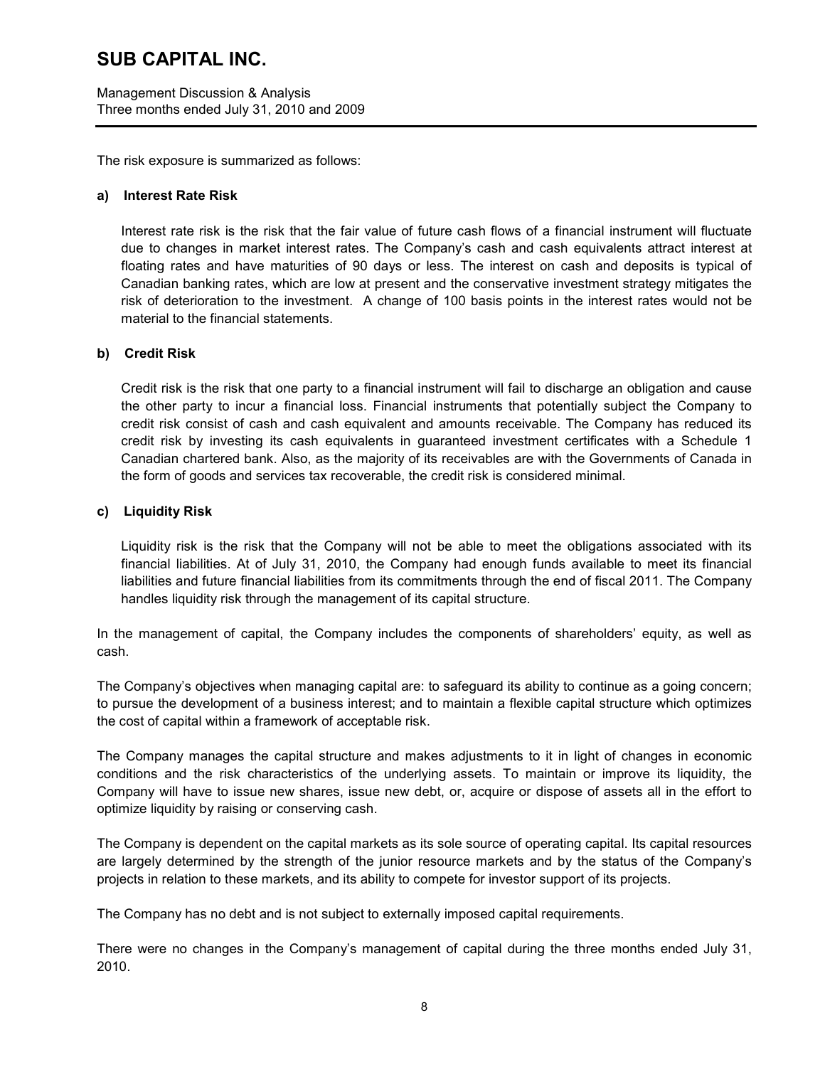The risk exposure is summarized as follows:

**a) Interest Rate Risk**

Interest rate risk is the risk that the fair value of future cash flows of a financial instrument will fluctuate due to changes in market interest rates. The Company's cash and cash equivalents attract interest at floating rates and have maturities of 90 days or less. The interest on cash and deposits is typical of Canadian banking rates, which are low at present and the conservative investment strategy mitigates the risk of deterioration to the investment. A change of 100 basis points in the interest rates would not be material to the financial statements.

**b) Credit Risk**

Credit risk is the risk that one party to a financial instrument will fail to discharge an obligation and cause the other party to incur a financial loss. Financial instruments that potentially subject the Company to credit risk consist of cash and cash equivalent and amounts receivable. The Company has reduced its credit risk by investing its cash equivalents in guaranteed investment certificates with a Schedule 1 Canadian chartered bank. Also, as the majority of its receivables are with the Governments of Canada in the form of goods and services tax recoverable, the credit risk is considered minimal.

**c) Liquidity Risk**

Liquidity risk is the risk that the Company will not be able to meet the obligations associated with its financial liabilities. At of July 31, 2010, the Company had enough funds available to meet its financial liabilities and future financial liabilities from its commitments through the end of fiscal 2011. The Company handles liquidity risk through the management of its capital structure.

In the management of capital, the Company includes the components of shareholders' equity, as well as cash.

The Company's objectives when managing capital are: to safeguard its ability to continue as a going concern; to pursue the development of a business interest; and to maintain a flexible capital structure which optimizes the cost of capital within a framework of acceptable risk.

The Company manages the capital structure and makes adjustments to it in light of changes in economic conditions and the risk characteristics of the underlying assets. To maintain or improve its liquidity, the Company will have to issue new shares, issue new debt, or, acquire or dispose of assets all in the effort to optimize liquidity by raising or conserving cash.

The Company is dependent on the capital markets as its sole source of operating capital. Its capital resources are largely determined by the strength of the junior resource markets and by the status of the Company's projects in relation to these markets, and its ability to compete for investor support of its projects.

The Company has no debt and is not subject to externally imposed capital requirements.

There were no changes in the Company's management of capital during the three months ended July 31, 2010.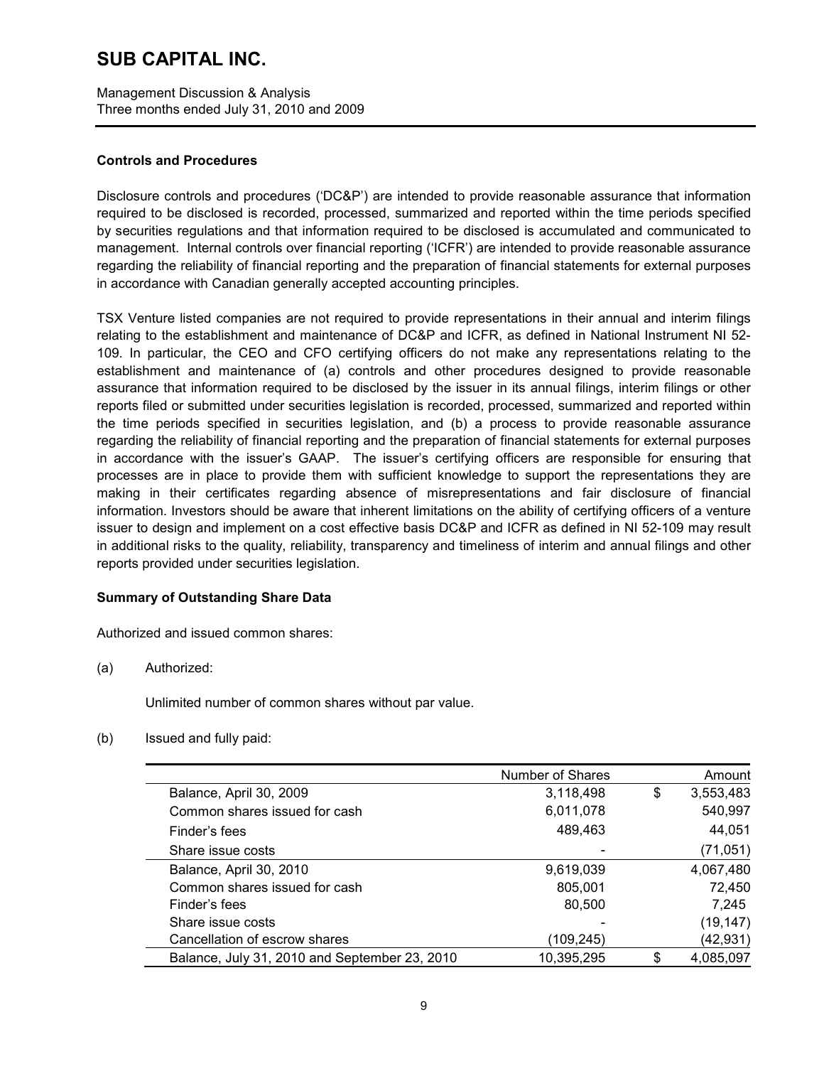### Controls and Procedures

Disclosure controls and procedures ('DC&P') are intended to provide reasonable assurance that information required to be disclosed is recorded, processed, summarized and reported within the time periods specified by securities regulations and that information required to be disclosed is accumulated and communicated to management. Internal controls over financial reporting ('ICFR') are intended to provide reasonable assurance regarding the reliability of financial reporting and the preparation of financial statements for external purposes in accordance with Canadian generally accepted accounting principles.

TSX Venture listed companies are not required to provide representations in their annual and interim filings relating to the establishment and maintenance of DC&P and ICFR, as defined in National Instrument NI 52-109. In particular, the CEO and CFO certifying officers do not make any representations relating to the establishment and maintenance of (a) controls and other procedures designed to provide reasonable assurance that information required to be disclosed by the issuer in its annual filings, interim filings or other reports filed or submitted under securities legislation is recorded, processed, summarized and reported within the time periods specified in securities legislation, and (b) a process to provide reasonable assurance regarding the reliability of financial reporting and the preparation of financial statements for external purposes in accordance with the issuer's GAAP. The issuer's certifying officers are responsible for ensuring that processes are in place to provide them with sufficient knowledge to support the representations they are making in their certificates regarding absence of misrepresentations and fair disclosure of financial information. Investors should be aware that inherent limitations on the ability of certifying officers of a venture issuer to design and implement on a cost effective basis DC&P and ICFR as defined in NI 52-109 may result in additional risks to the quality, reliability, transparency and timeliness of interim and annual filings and other reports provided under securities legislation.

### Summary of Outstanding Share Data

Authorized and issued common shares:

(a) Authorized:

Unlimited number of common shares without par value.

(b) Issued and fully paid:

| | Number of Shares | Amount |
|---|---|---|
| Balance, April 30, 2009 | 3,118,498 | $ 3,553,483 |
| Common shares issued for cash | 6,011,078 | 540,997 |
| Finder's fees | 489,463 | 44,051 |
| Share issue costs | - | (71,051) |
| Balance, April 30, 2010 | 9,619,039 | 4,067,480 |
| Common shares issued for cash | 805,001 | 72,450 |
| Finder's fees | 80,500 | 7,245 |
| Share issue costs | - | (19,147) |
| Cancellation of escrow shares | (109,245) | (42,931) |
| Balance, July 31, 2010 and September 23, 2010 | 10,395,295 | $ 4,085,097 |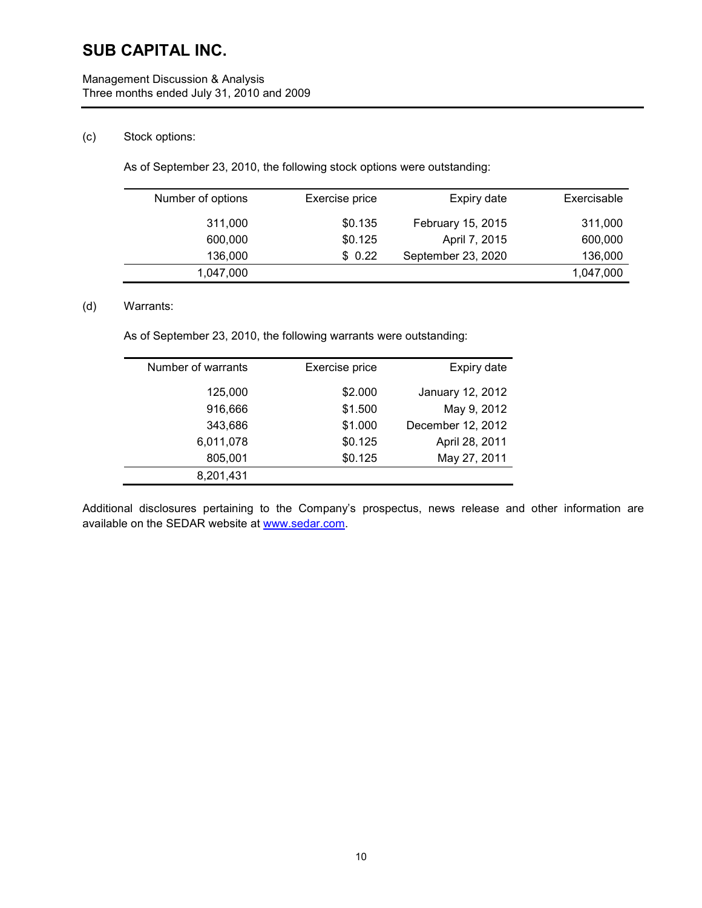# SUB CAPITAL INC.

Management Discussion & Analysis
Three months ended July 31, 2010 and 2009

(c) Stock options:

As of September 23, 2010, the following stock options were outstanding:

| Number of options | Exercise price | Expiry date | Exercisable |
|---|---|---|---|
| 311,000 | $0.135 | February 15, 2015 | 311,000 |
| 600,000 | $0.125 | April 7, 2015 | 600,000 |
| 136,000 | $ 0.22 | September 23, 2020 | 136,000 |
| 1,047,000 | | | 1,047,000 |

(d) Warrants:

As of September 23, 2010, the following warrants were outstanding:

| Number of warrants | Exercise price | Expiry date |
|---|---|---|
| 125,000 | $2.000 | January 12, 2012 |
| 916,666 | $1.500 | May 9, 2012 |
| 343,686 | $1.000 | December 12, 2012 |
| 6,011,078 | $0.125 | April 28, 2011 |
| 805,001 | $0.125 | May 27, 2011 |
| 8,201,431 | | |

Additional disclosures pertaining to the Company's prospectus, news release and other information are available on the SEDAR website at www.sedar.com.